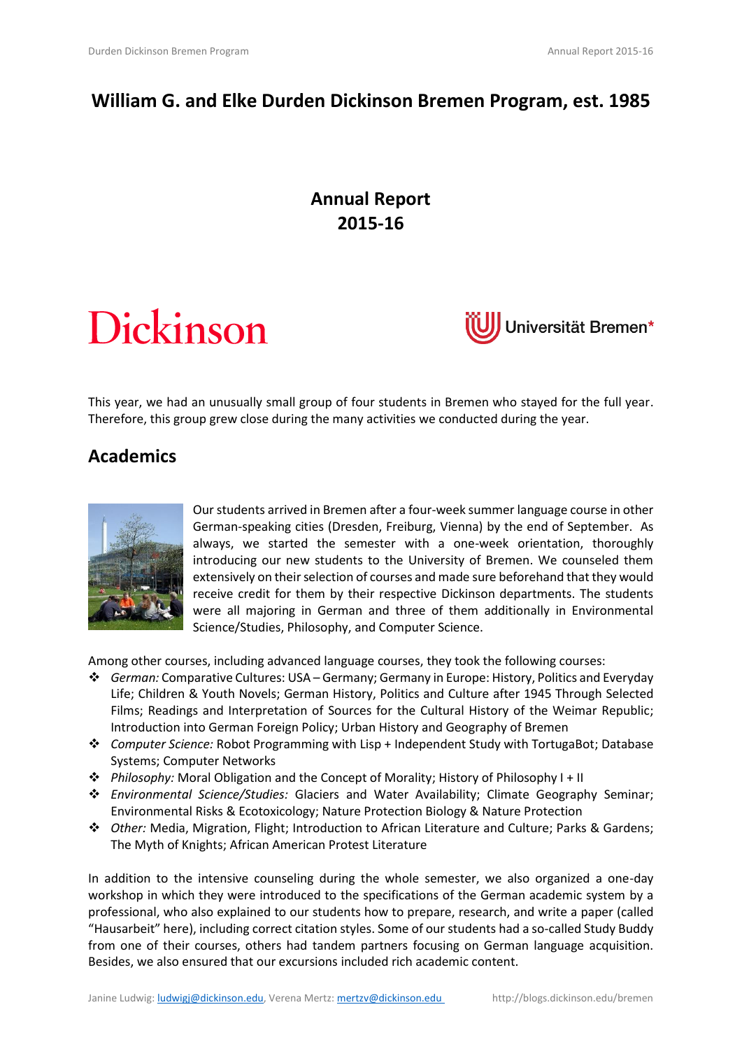# William G. and Elke Durden Dickinson Bremen Program, est. 1985

## Annual Report
## 2015-16

Dickinson

Universität Bremen*

This year, we had an unusually small group of four students in Bremen who stayed for the full year. Therefore, this group grew close during the many activities we conducted during the year.

## Academics

Our students arrived in Bremen after a four-week summer language course in other German-speaking cities (Dresden, Freiburg, Vienna) by the end of September. As always, we started the semester with a one-week orientation, thoroughly introducing our new students to the University of Bremen. We counseled them extensively on their selection of courses and made sure beforehand that they would receive credit for them by their respective Dickinson departments. The students were all majoring in German and three of them additionally in Environmental Science/Studies, Philosophy, and Computer Science.

Among other courses, including advanced language courses, they took the following courses:

- *German:* Comparative Cultures: USA – Germany; Germany in Europe: History, Politics and Everyday Life; Children & Youth Novels; German History, Politics and Culture after 1945 Through Selected Films; Readings and Interpretation of Sources for the Cultural History of the Weimar Republic; Introduction into German Foreign Policy; Urban History and Geography of Bremen
- *Computer Science:* Robot Programming with Lisp + Independent Study with TortugaBot; Database Systems; Computer Networks
- *Philosophy:* Moral Obligation and the Concept of Morality; History of Philosophy I + II
- *Environmental Science/Studies:* Glaciers and Water Availability; Climate Geography Seminar; Environmental Risks & Ecotoxicology; Nature Protection Biology & Nature Protection
- *Other:* Media, Migration, Flight; Introduction to African Literature and Culture; Parks & Gardens; The Myth of Knights; African American Protest Literature

In addition to the intensive counseling during the whole semester, we also organized a one-day workshop in which they were introduced to the specifications of the German academic system by a professional, who also explained to our students how to prepare, research, and write a paper (called "Hausarbeit" here), including correct citation styles. Some of our students had a so-called Study Buddy from one of their courses, others had tandem partners focusing on German language acquisition. Besides, we also ensured that our excursions included rich academic content.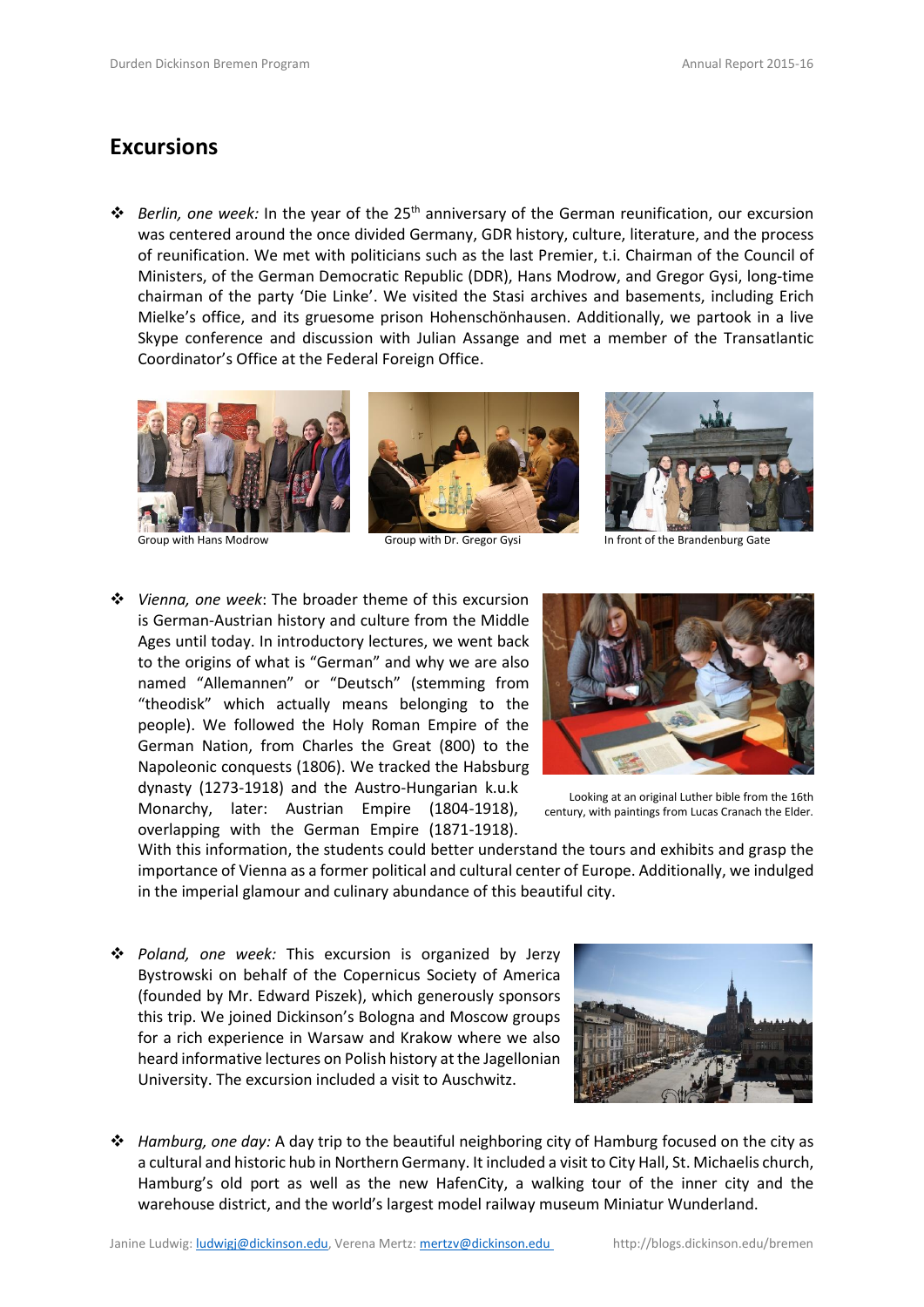## Excursions

- *Berlin, one week:* In the year of the 25th anniversary of the German reunification, our excursion was centered around the once divided Germany, GDR history, culture, literature, and the process of reunification. We met with politicians such as the last Premier, t.i. Chairman of the Council of Ministers, of the German Democratic Republic (DDR), Hans Modrow, and Gregor Gysi, long-time chairman of the party 'Die Linke'. We visited the Stasi archives and basements, including Erich Mielke's office, and its gruesome prison Hohenschönhausen. Additionally, we partook in a live Skype conference and discussion with Julian Assange and met a member of the Transatlantic Coordinator's Office at the Federal Foreign Office.

Group with Hans Modrow

Group with Dr. Gregor Gysi

In front of the Brandenburg Gate

- *Vienna, one week*: The broader theme of this excursion is German-Austrian history and culture from the Middle Ages until today. In introductory lectures, we went back to the origins of what is "German" and why we are also named "Allemannen" or "Deutsch" (stemming from "theodisk" which actually means belonging to the people). We followed the Holy Roman Empire of the German Nation, from Charles the Great (800) to the Napoleonic conquests (1806). We tracked the Habsburg dynasty (1273-1918) and the Austro-Hungarian k.u.k Monarchy, later: Austrian Empire (1804-1918), overlapping with the German Empire (1871-1918). With this information, the students could better understand the tours and exhibits and grasp the importance of Vienna as a former political and cultural center of Europe. Additionally, we indulged in the imperial glamour and culinary abundance of this beautiful city.

Looking at an original Luther bible from the 16th century, with paintings from Lucas Cranach the Elder.

- *Poland, one week:* This excursion is organized by Jerzy Bystrowski on behalf of the Copernicus Society of America (founded by Mr. Edward Piszek), which generously sponsors this trip. We joined Dickinson's Bologna and Moscow groups for a rich experience in Warsaw and Krakow where we also heard informative lectures on Polish history at the Jagellonian University. The excursion included a visit to Auschwitz.

- *Hamburg, one day:* A day trip to the beautiful neighboring city of Hamburg focused on the city as a cultural and historic hub in Northern Germany. It included a visit to City Hall, St. Michaelis church, Hamburg's old port as well as the new HafenCity, a walking tour of the inner city and the warehouse district, and the world's largest model railway museum Miniatur Wunderland.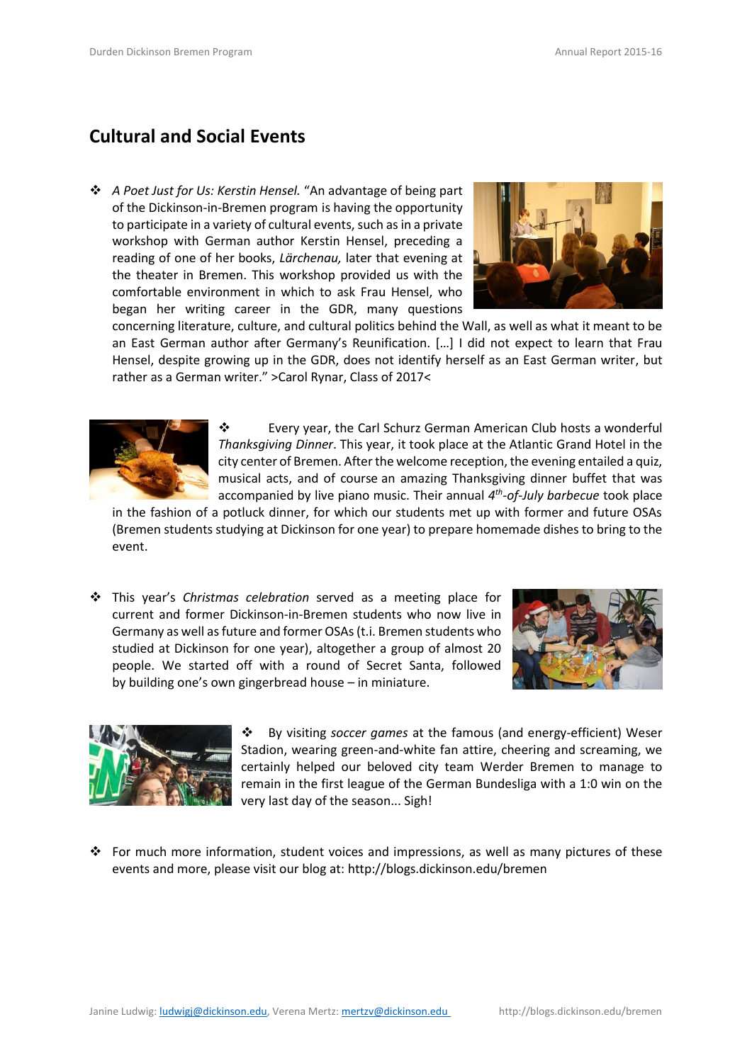## Cultural and Social Events

- *A Poet Just for Us: Kerstin Hensel.* "An advantage of being part of the Dickinson-in-Bremen program is having the opportunity to participate in a variety of cultural events, such as in a private workshop with German author Kerstin Hensel, preceding a reading of one of her books, *Lärchenau,* later that evening at the theater in Bremen. This workshop provided us with the comfortable environment in which to ask Frau Hensel, who began her writing career in the GDR, many questions concerning literature, culture, and cultural politics behind the Wall, as well as what it meant to be an East German author after Germany's Reunification. […] I did not expect to learn that Frau Hensel, despite growing up in the GDR, does not identify herself as an East German writer, but rather as a German writer." >Carol Rynar, Class of 2017<

- Every year, the Carl Schurz German American Club hosts a wonderful *Thanksgiving Dinner*. This year, it took place at the Atlantic Grand Hotel in the city center of Bremen. After the welcome reception, the evening entailed a quiz, musical acts, and of course an amazing Thanksgiving dinner buffet that was accompanied by live piano music. Their annual *4th-of-July barbecue* took place in the fashion of a potluck dinner, for which our students met up with former and future OSAs (Bremen students studying at Dickinson for one year) to prepare homemade dishes to bring to the event.

- This year's *Christmas celebration* served as a meeting place for current and former Dickinson-in-Bremen students who now live in Germany as well as future and former OSAs (t.i. Bremen students who studied at Dickinson for one year), altogether a group of almost 20 people. We started off with a round of Secret Santa, followed by building one's own gingerbread house – in miniature.

- By visiting *soccer games* at the famous (and energy-efficient) Weser Stadion, wearing green-and-white fan attire, cheering and screaming, we certainly helped our beloved city team Werder Bremen to manage to remain in the first league of the German Bundesliga with a 1:0 win on the very last day of the season... Sigh!

- For much more information, student voices and impressions, as well as many pictures of these events and more, please visit our blog at: http://blogs.dickinson.edu/bremen